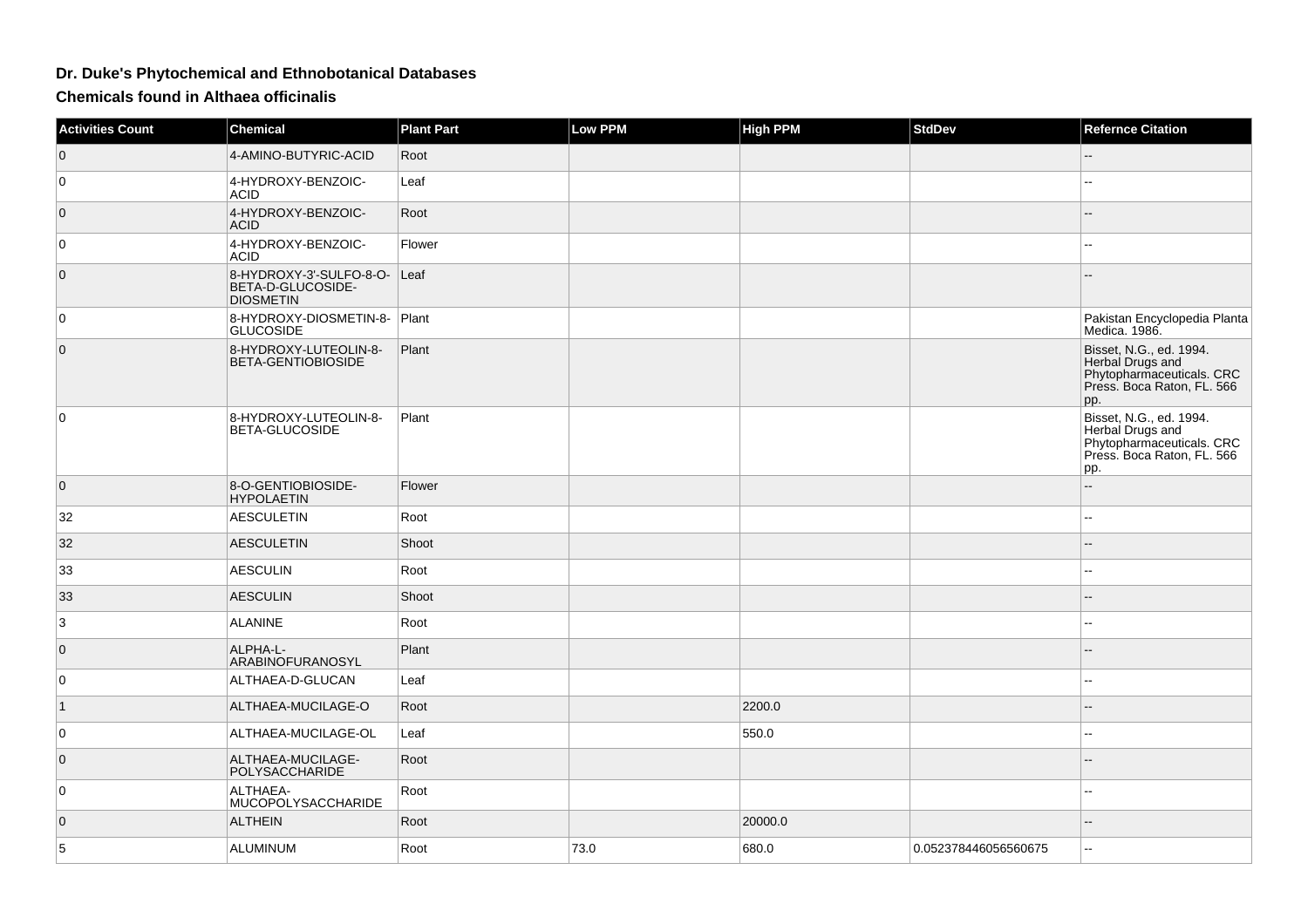# Dr. Duke's Phytochemical and Ethnobotanical Databases

## Chemicals found in Althaea officinalis

| Activities Count | Chemical | Plant Part | Low PPM | High PPM | StdDev | Refernce Citation |
|---|---|---|---|---|---|---|
| 0 | 4-AMINO-BUTYRIC-ACID | Root | | | | -- |
| 0 | 4-HYDROXY-BENZOIC-ACID | Leaf | | | | -- |
| 0 | 4-HYDROXY-BENZOIC-ACID | Root | | | | -- |
| 0 | 4-HYDROXY-BENZOIC-ACID | Flower | | | | -- |
| 0 | 8-HYDROXY-3'-SULFO-8-O-BETA-D-GLUCOSIDE-DIOSMETIN | Leaf | | | | -- |
| 0 | 8-HYDROXY-DIOSMETIN-8-GLUCOSIDE | Plant | | | | Pakistan Encyclopedia Planta Medica. 1986. |
| 0 | 8-HYDROXY-LUTEOLIN-8-BETA-GENTIOBIOSIDE | Plant | | | | Bisset, N.G., ed. 1994. Herbal Drugs and Phytopharmaceuticals. CRC Press. Boca Raton, FL. 566 pp. |
| 0 | 8-HYDROXY-LUTEOLIN-8-BETA-GLUCOSIDE | Plant | | | | Bisset, N.G., ed. 1994. Herbal Drugs and Phytopharmaceuticals. CRC Press. Boca Raton, FL. 566 pp. |
| 0 | 8-O-GENTIOBIOSIDE-HYPOLAETIN | Flower | | | | -- |
| 32 | AESCULETIN | Root | | | | -- |
| 32 | AESCULETIN | Shoot | | | | -- |
| 33 | AESCULIN | Root | | | | -- |
| 33 | AESCULIN | Shoot | | | | -- |
| 3 | ALANINE | Root | | | | -- |
| 0 | ALPHA-L-ARABINOFURANOSYL | Plant | | | | -- |
| 0 | ALTHAEA-D-GLUCAN | Leaf | | | | -- |
| 1 | ALTHAEA-MUCILAGE-O | Root | | 2200.0 | | -- |
| 0 | ALTHAEA-MUCILAGE-OL | Leaf | | 550.0 | | -- |
| 0 | ALTHAEA-MUCILAGE-POLYSACCHARIDE | Root | | | | -- |
| 0 | ALTHAEA-MUCOPOLYSACCHARIDE | Root | | | | -- |
| 0 | ALTHEIN | Root | | 20000.0 | | -- |
| 5 | ALUMINUM | Root | 73.0 | 680.0 | 0.052378446056560675 | -- |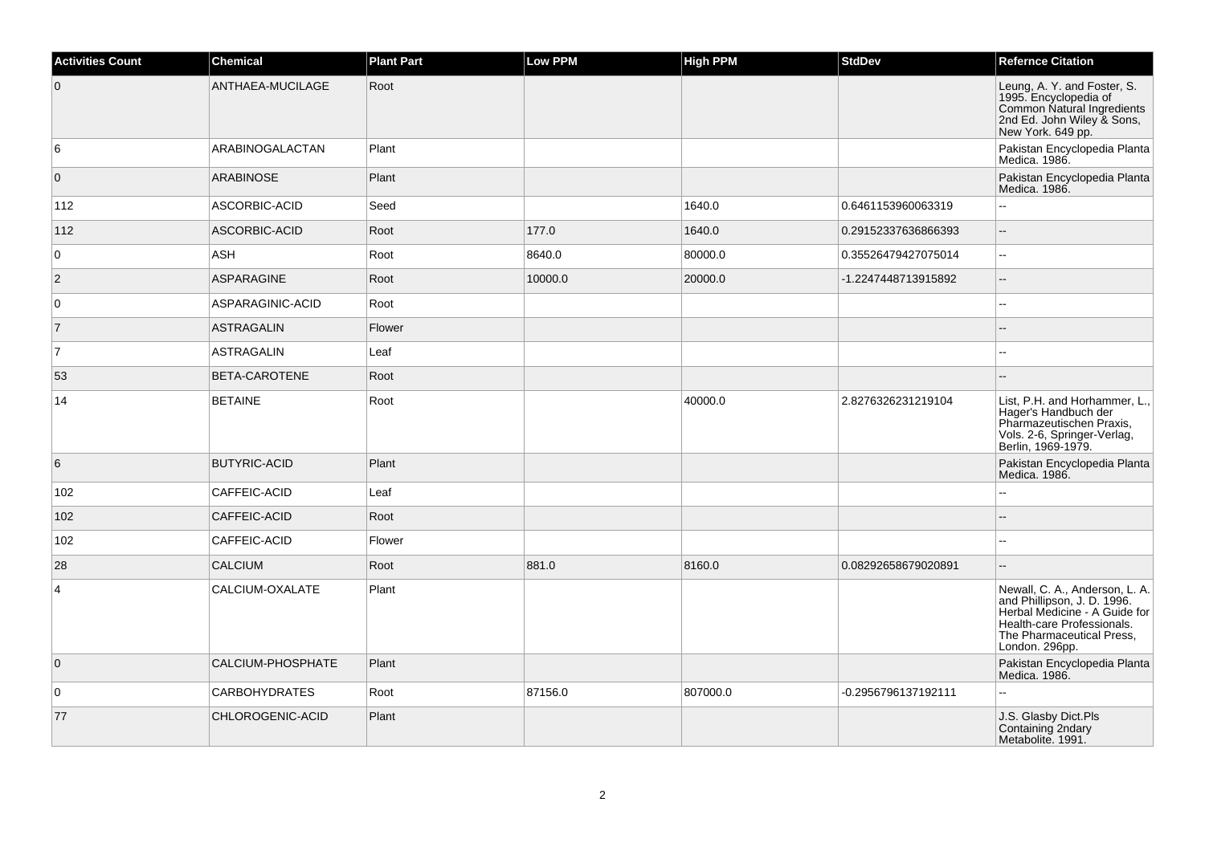| Activities Count | Chemical | Plant Part | Low PPM | High PPM | StdDev | Refernce Citation |
|---|---|---|---|---|---|---|
| 0 | ANTHAEA-MUCILAGE | Root | | | | Leung, A. Y. and Foster, S. 1995. Encyclopedia of Common Natural Ingredients 2nd Ed. John Wiley & Sons, New York. 649 pp. |
| 6 | ARABINOGALACTAN | Plant | | | | Pakistan Encyclopedia Planta Medica. 1986. |
| 0 | ARABINOSE | Plant | | | | Pakistan Encyclopedia Planta Medica. 1986. |
| 112 | ASCORBIC-ACID | Seed | | 1640.0 | 0.6461153960063319 | -- |
| 112 | ASCORBIC-ACID | Root | 177.0 | 1640.0 | 0.29152337636866393 | -- |
| 0 | ASH | Root | 8640.0 | 80000.0 | 0.35526479427075014 | -- |
| 2 | ASPARAGINE | Root | 10000.0 | 20000.0 | -1.2247448713915892 | -- |
| 0 | ASPARAGINIC-ACID | Root | | | | -- |
| 7 | ASTRAGALIN | Flower | | | | -- |
| 7 | ASTRAGALIN | Leaf | | | | -- |
| 53 | BETA-CAROTENE | Root | | | | -- |
| 14 | BETAINE | Root | | 40000.0 | 2.8276326231219104 | List, P.H. and Horhammer, L., Hager's Handbuch der Pharmazeutischen Praxis, Vols. 2-6, Springer-Verlag, Berlin, 1969-1979. |
| 6 | BUTYRIC-ACID | Plant | | | | Pakistan Encyclopedia Planta Medica. 1986. |
| 102 | CAFFEIC-ACID | Leaf | | | | -- |
| 102 | CAFFEIC-ACID | Root | | | | -- |
| 102 | CAFFEIC-ACID | Flower | | | | -- |
| 28 | CALCIUM | Root | 881.0 | 8160.0 | 0.08292658679020891 | -- |
| 4 | CALCIUM-OXALATE | Plant | | | | Newall, C. A., Anderson, L. A. and Phillipson, J. D. 1996. Herbal Medicine - A Guide for Health-care Professionals. The Pharmaceutical Press, London. 296pp. |
| 0 | CALCIUM-PHOSPHATE | Plant | | | | Pakistan Encyclopedia Planta Medica. 1986. |
| 0 | CARBOHYDRATES | Root | 87156.0 | 807000.0 | -0.2956796137192111 | -- |
| 77 | CHLOROGENIC-ACID | Plant | | | | J.S. Glasby Dict.Pls Containing 2ndary Metabolite. 1991. |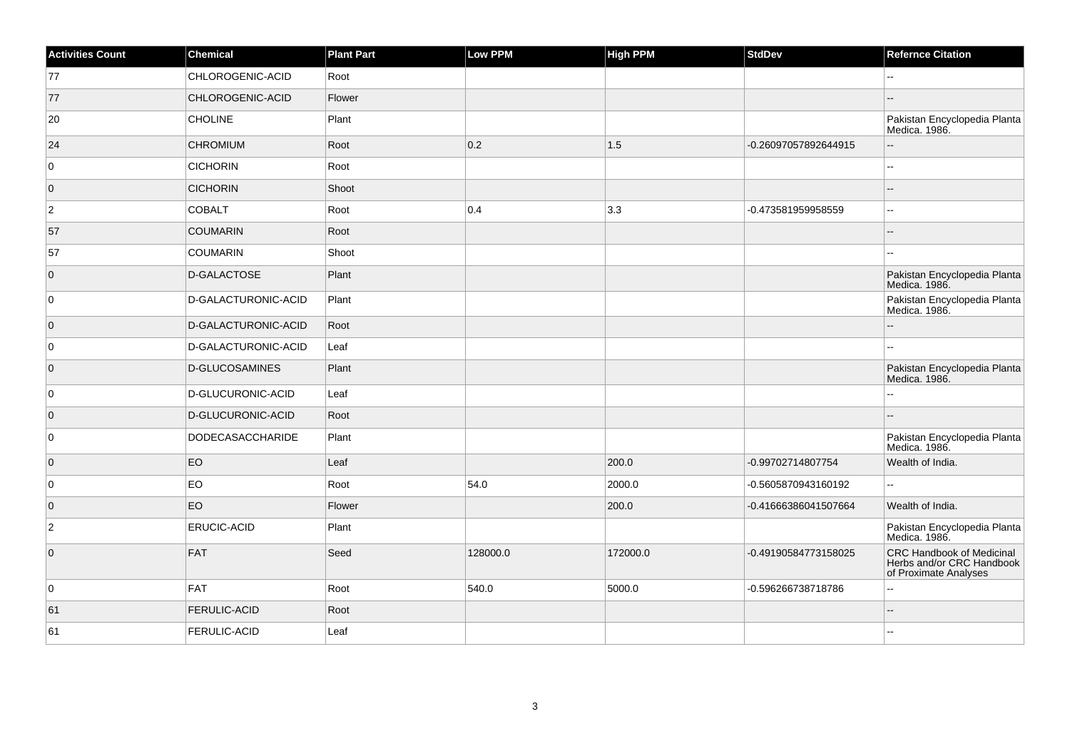| Activities Count | Chemical | Plant Part | Low PPM | High PPM | StdDev | Refernce Citation |
| --- | --- | --- | --- | --- | --- | --- |
| 77 | CHLOROGENIC-ACID | Root | | | | -- |
| 77 | CHLOROGENIC-ACID | Flower | | | | -- |
| 20 | CHOLINE | Plant | | | | Pakistan Encyclopedia Planta Medica. 1986. |
| 24 | CHROMIUM | Root | 0.2 | 1.5 | -0.26097057892644915 | -- |
| 0 | CICHORIN | Root | | | | -- |
| 0 | CICHORIN | Shoot | | | | -- |
| 2 | COBALT | Root | 0.4 | 3.3 | -0.473581959958559 | -- |
| 57 | COUMARIN | Root | | | | -- |
| 57 | COUMARIN | Shoot | | | | -- |
| 0 | D-GALACTOSE | Plant | | | | Pakistan Encyclopedia Planta Medica. 1986. |
| 0 | D-GALACTURONIC-ACID | Plant | | | | Pakistan Encyclopedia Planta Medica. 1986. |
| 0 | D-GALACTURONIC-ACID | Root | | | | -- |
| 0 | D-GALACTURONIC-ACID | Leaf | | | | -- |
| 0 | D-GLUCOSAMINES | Plant | | | | Pakistan Encyclopedia Planta Medica. 1986. |
| 0 | D-GLUCURONIC-ACID | Leaf | | | | -- |
| 0 | D-GLUCURONIC-ACID | Root | | | | -- |
| 0 | DODECASACCHARIDE | Plant | | | | Pakistan Encyclopedia Planta Medica. 1986. |
| 0 | EO | Leaf | | 200.0 | -0.99702714807754 | Wealth of India. |
| 0 | EO | Root | 54.0 | 2000.0 | -0.5605870943160192 | -- |
| 0 | EO | Flower | | 200.0 | -0.41666386041507664 | Wealth of India. |
| 2 | ERUCIC-ACID | Plant | | | | Pakistan Encyclopedia Planta Medica. 1986. |
| 0 | FAT | Seed | 128000.0 | 172000.0 | -0.49190584773158025 | CRC Handbook of Medicinal Herbs and/or CRC Handbook of Proximate Analyses |
| 0 | FAT | Root | 540.0 | 5000.0 | -0.596266738718786 | -- |
| 61 | FERULIC-ACID | Root | | | | -- |
| 61 | FERULIC-ACID | Leaf | | | | -- |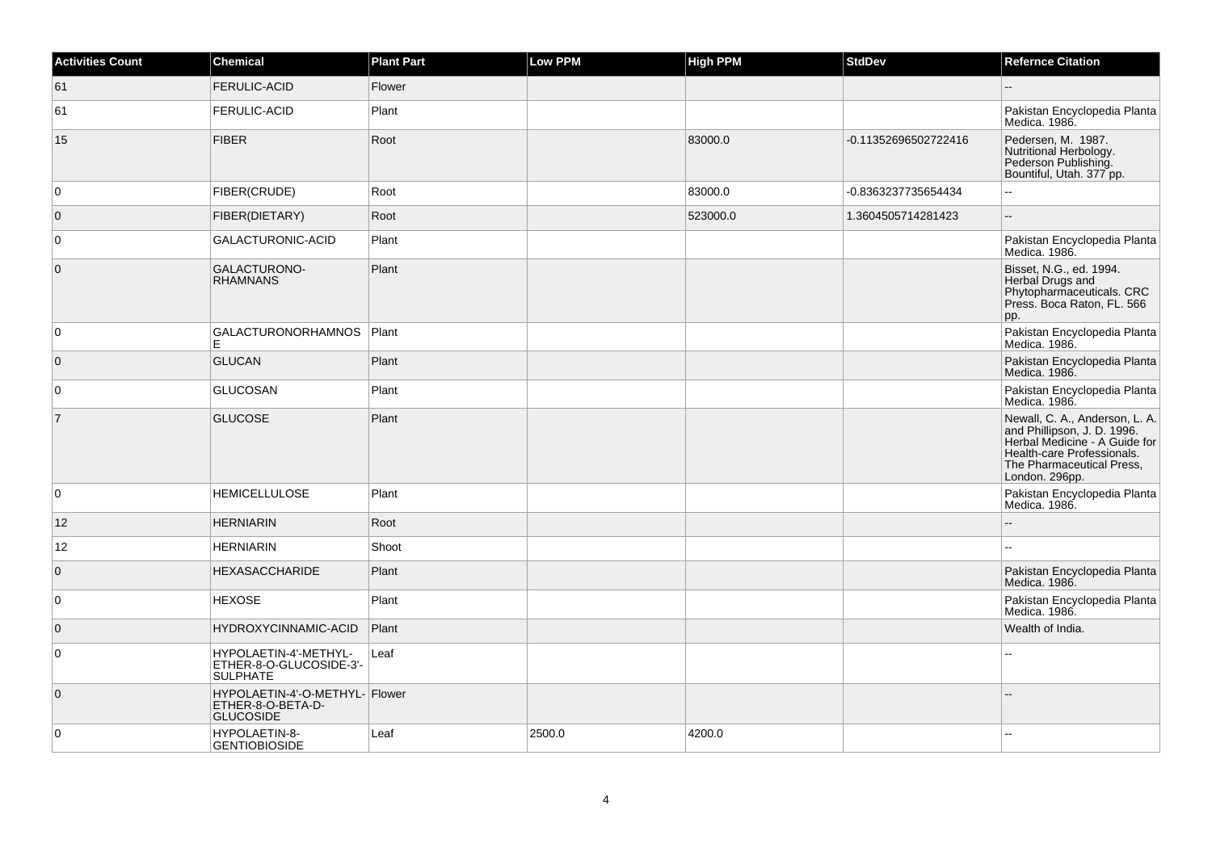| Activities Count | Chemical | Plant Part | Low PPM | High PPM | StdDev | Refernce Citation |
|---|---|---|---|---|---|---|
| 61 | FERULIC-ACID | Flower | | | | -- |
| 61 | FERULIC-ACID | Plant | | | | Pakistan Encyclopedia Planta Medica. 1986. |
| 15 | FIBER | Root | | 83000.0 | -0.11352696502722416 | Pedersen, M. 1987. Nutritional Herbology. Pederson Publishing. Bountiful, Utah. 377 pp. |
| 0 | FIBER(CRUDE) | Root | | 83000.0 | -0.8363237735654434 | -- |
| 0 | FIBER(DIETARY) | Root | | 523000.0 | 1.3604505714281423 | -- |
| 0 | GALACTURONIC-ACID | Plant | | | | Pakistan Encyclopedia Planta Medica. 1986. |
| 0 | GALACTURONO-RHAMNANS | Plant | | | | Bisset, N.G., ed. 1994. Herbal Drugs and Phytopharmaceuticals. CRC Press. Boca Raton, FL. 566 pp. |
| 0 | GALACTURONORHAMNOSE | Plant | | | | Pakistan Encyclopedia Planta Medica. 1986. |
| 0 | GLUCAN | Plant | | | | Pakistan Encyclopedia Planta Medica. 1986. |
| 0 | GLUCOSAN | Plant | | | | Pakistan Encyclopedia Planta Medica. 1986. |
| 7 | GLUCOSE | Plant | | | | Newall, C. A., Anderson, L. A. and Phillipson, J. D. 1996. Herbal Medicine - A Guide for Health-care Professionals. The Pharmaceutical Press, London. 296pp. |
| 0 | HEMICELLULOSE | Plant | | | | Pakistan Encyclopedia Planta Medica. 1986. |
| 12 | HERNIARIN | Root | | | | -- |
| 12 | HERNIARIN | Shoot | | | | -- |
| 0 | HEXASACCHARIDE | Plant | | | | Pakistan Encyclopedia Planta Medica. 1986. |
| 0 | HEXOSE | Plant | | | | Pakistan Encyclopedia Planta Medica. 1986. |
| 0 | HYDROXYCINNAMIC-ACID | Plant | | | | Wealth of India. |
| 0 | HYPOLAETIN-4'-METHYL-ETHER-8-O-GLUCOSIDE-3'-SULPHATE | Leaf | | | | -- |
| 0 | HYPOLAETIN-4'-O-METHYL-ETHER-8-O-BETA-D-GLUCOSIDE | Flower | | | | -- |
| 0 | HYPOLAETIN-8-GENTIOBIOSIDE | Leaf | 2500.0 | 4200.0 | | -- |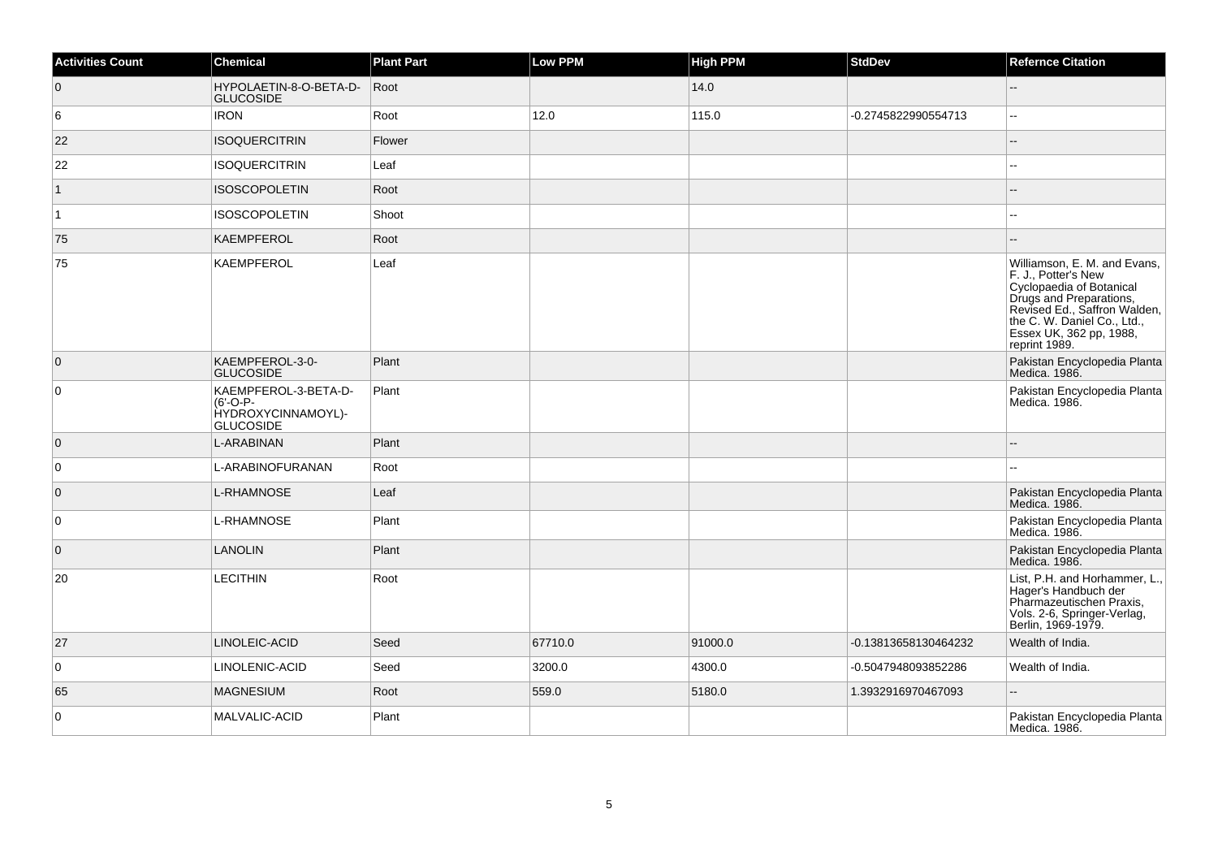| Activities Count | Chemical | Plant Part | Low PPM | High PPM | StdDev | Refernce Citation |
|---|---|---|---|---|---|---|
| 0 | HYPOLAETIN-8-O-BETA-D-GLUCOSIDE | Root | | 14.0 | | -- |
| 6 | IRON | Root | 12.0 | 115.0 | -0.2745822990554713 | -- |
| 22 | ISOQUERCITRIN | Flower | | | | -- |
| 22 | ISOQUERCITRIN | Leaf | | | | -- |
| 1 | ISOSCOPOLETIN | Root | | | | -- |
| 1 | ISOSCOPOLETIN | Shoot | | | | -- |
| 75 | KAEMPFEROL | Root | | | | -- |
| 75 | KAEMPFEROL | Leaf | | | | Williamson, E. M. and Evans, F. J., Potter's New Cyclopaedia of Botanical Drugs and Preparations, Revised Ed., Saffron Walden, the C. W. Daniel Co., Ltd., Essex UK, 362 pp, 1988, reprint 1989. |
| 0 | KAEMPFEROL-3-0-GLUCOSIDE | Plant | | | | Pakistan Encyclopedia Planta Medica. 1986. |
| 0 | KAEMPFEROL-3-BETA-D-(6'-O-P-HYDROXYCINNAMOYL)-GLUCOSIDE | Plant | | | | Pakistan Encyclopedia Planta Medica. 1986. |
| 0 | L-ARABINAN | Plant | | | | -- |
| 0 | L-ARABINOFURANAN | Root | | | | -- |
| 0 | L-RHAMNOSE | Leaf | | | | Pakistan Encyclopedia Planta Medica. 1986. |
| 0 | L-RHAMNOSE | Plant | | | | Pakistan Encyclopedia Planta Medica. 1986. |
| 0 | LANOLIN | Plant | | | | Pakistan Encyclopedia Planta Medica. 1986. |
| 20 | LECITHIN | Root | | | | List, P.H. and Horhammer, L., Hager's Handbuch der Pharmazeutischen Praxis, Vols. 2-6, Springer-Verlag, Berlin, 1969-1979. |
| 27 | LINOLEIC-ACID | Seed | 67710.0 | 91000.0 | -0.13813658130464232 | Wealth of India. |
| 0 | LINOLENIC-ACID | Seed | 3200.0 | 4300.0 | -0.5047948093852286 | Wealth of India. |
| 65 | MAGNESIUM | Root | 559.0 | 5180.0 | 1.3932916970467093 | -- |
| 0 | MALVALIC-ACID | Plant | | | | Pakistan Encyclopedia Planta Medica. 1986. |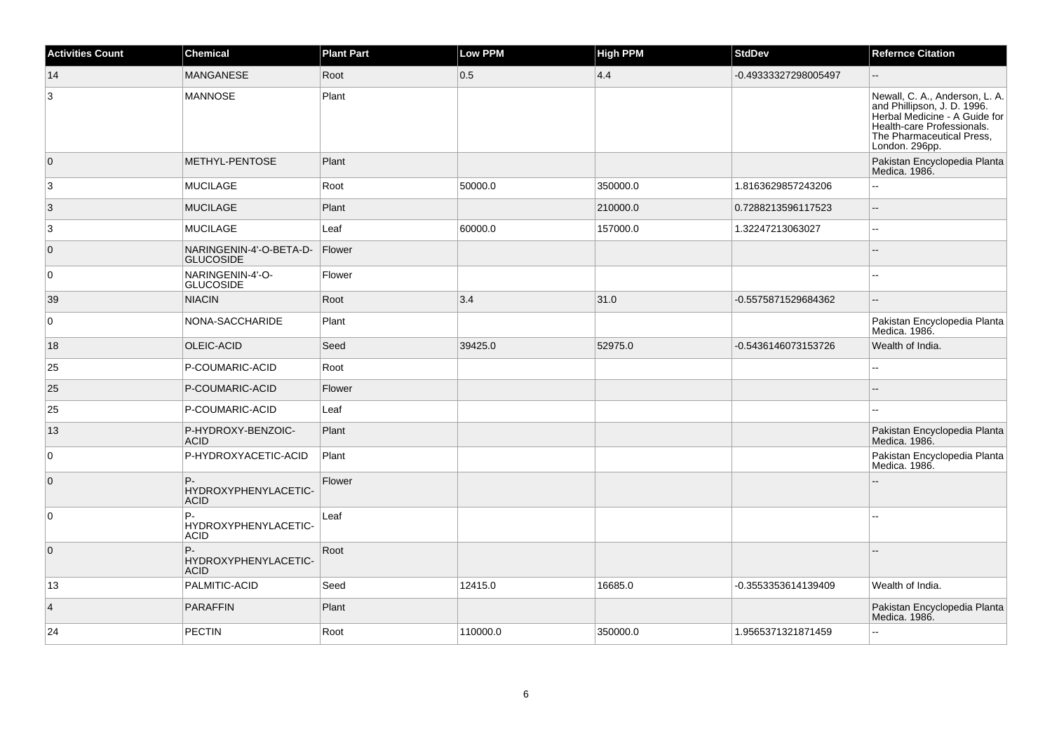| Activities Count | Chemical | Plant Part | Low PPM | High PPM | StdDev | Refernce Citation |
|---|---|---|---|---|---|---|
| 14 | MANGANESE | Root | 0.5 | 4.4 | -0.49333327298005497 | -- |
| 3 | MANNOSE | Plant | | | | Newall, C. A., Anderson, L. A. and Phillipson, J. D. 1996. Herbal Medicine - A Guide for Health-care Professionals. The Pharmaceutical Press, London. 296pp. |
| 0 | METHYL-PENTOSE | Plant | | | | Pakistan Encyclopedia Planta Medica. 1986. |
| 3 | MUCILAGE | Root | 50000.0 | 350000.0 | 1.8163629857243206 | -- |
| 3 | MUCILAGE | Plant | | 210000.0 | 0.7288213596117523 | -- |
| 3 | MUCILAGE | Leaf | 60000.0 | 157000.0 | 1.32247213063027 | -- |
| 0 | NARINGENIN-4'-O-BETA-D-GLUCOSIDE | Flower | | | | -- |
| 0 | NARINGENIN-4'-O-GLUCOSIDE | Flower | | | | -- |
| 39 | NIACIN | Root | 3.4 | 31.0 | -0.5575871529684362 | -- |
| 0 | NONA-SACCHARIDE | Plant | | | | Pakistan Encyclopedia Planta Medica. 1986. |
| 18 | OLEIC-ACID | Seed | 39425.0 | 52975.0 | -0.5436146073153726 | Wealth of India. |
| 25 | P-COUMARIC-ACID | Root | | | | -- |
| 25 | P-COUMARIC-ACID | Flower | | | | -- |
| 25 | P-COUMARIC-ACID | Leaf | | | | -- |
| 13 | P-HYDROXY-BENZOIC-ACID | Plant | | | | Pakistan Encyclopedia Planta Medica. 1986. |
| 0 | P-HYDROXYACETIC-ACID | Plant | | | | Pakistan Encyclopedia Planta Medica. 1986. |
| 0 | P-HYDROXYPHENYLACETIC-ACID | Flower | | | | -- |
| 0 | P-HYDROXYPHENYLACETIC-ACID | Leaf | | | | -- |
| 0 | P-HYDROXYPHENYLACETIC-ACID | Root | | | | -- |
| 13 | PALMITIC-ACID | Seed | 12415.0 | 16685.0 | -0.3553353614139409 | Wealth of India. |
| 4 | PARAFFIN | Plant | | | | Pakistan Encyclopedia Planta Medica. 1986. |
| 24 | PECTIN | Root | 110000.0 | 350000.0 | 1.9565371321871459 | -- |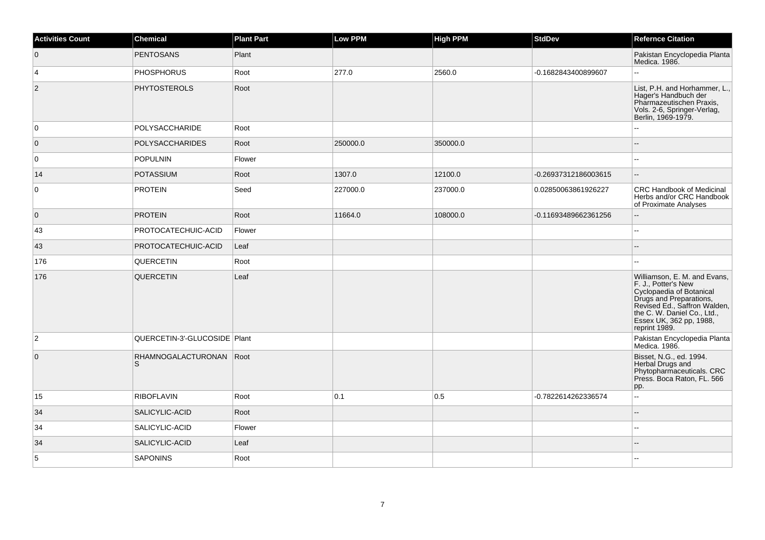| Activities Count | Chemical | Plant Part | Low PPM | High PPM | StdDev | Refernce Citation |
| --- | --- | --- | --- | --- | --- | --- |
| 0 | PENTOSANS | Plant | | | | Pakistan Encyclopedia Planta Medica. 1986. |
| 4 | PHOSPHORUS | Root | 277.0 | 2560.0 | -0.1682843400899607 | -- |
| 2 | PHYTOSTEROLS | Root | | | | List, P.H. and Horhammer, L., Hager's Handbuch der Pharmazeutischen Praxis, Vols. 2-6, Springer-Verlag, Berlin, 1969-1979. |
| 0 | POLYSACCHARIDE | Root | | | | -- |
| 0 | POLYSACCHARIDES | Root | 250000.0 | 350000.0 | | -- |
| 0 | POPULNIN | Flower | | | | -- |
| 14 | POTASSIUM | Root | 1307.0 | 12100.0 | -0.26937312186003615 | -- |
| 0 | PROTEIN | Seed | 227000.0 | 237000.0 | 0.02850063861926227 | CRC Handbook of Medicinal Herbs and/or CRC Handbook of Proximate Analyses |
| 0 | PROTEIN | Root | 11664.0 | 108000.0 | -0.11693489662361256 | -- |
| 43 | PROTOCATECHUIC-ACID | Flower | | | | -- |
| 43 | PROTOCATECHUIC-ACID | Leaf | | | | -- |
| 176 | QUERCETIN | Root | | | | -- |
| 176 | QUERCETIN | Leaf | | | | Williamson, E. M. and Evans, F. J., Potter's New Cyclopaedia of Botanical Drugs and Preparations, Revised Ed., Saffron Walden, the C. W. Daniel Co., Ltd., Essex UK, 362 pp, 1988, reprint 1989. |
| 2 | QUERCETIN-3'-GLUCOSIDE | Plant | | | | Pakistan Encyclopedia Planta Medica. 1986. |
| 0 | RHAMNOGALACTURONANS | Root | | | | Bisset, N.G., ed. 1994. Herbal Drugs and Phytopharmaceuticals. CRC Press. Boca Raton, FL. 566 pp. |
| 15 | RIBOFLAVIN | Root | 0.1 | 0.5 | -0.7822614262336574 | -- |
| 34 | SALICYLIC-ACID | Root | | | | -- |
| 34 | SALICYLIC-ACID | Flower | | | | -- |
| 34 | SALICYLIC-ACID | Leaf | | | | -- |
| 5 | SAPONINS | Root | | | | -- |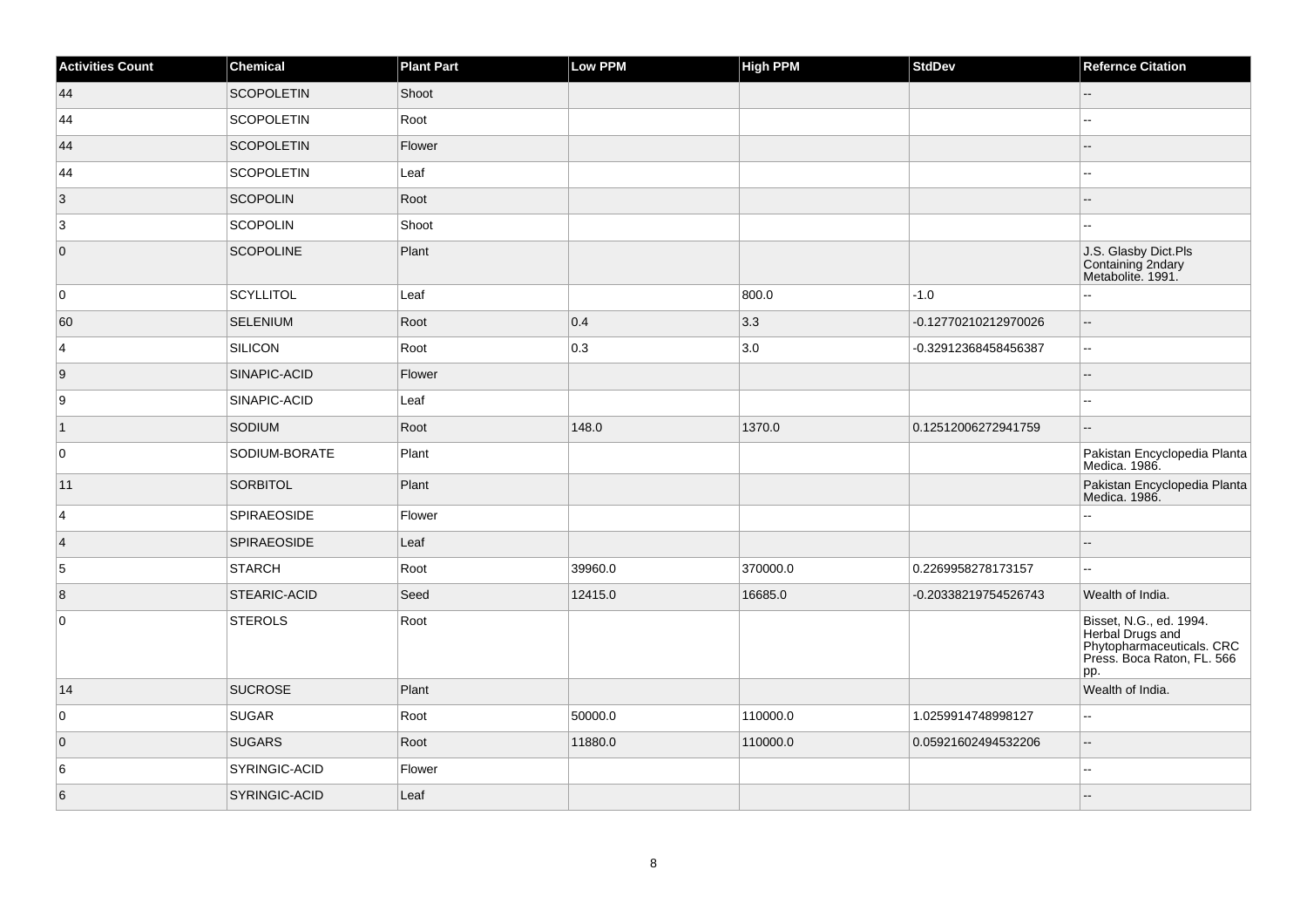| Activities Count | Chemical | Plant Part | Low PPM | High PPM | StdDev | Refernce Citation |
|---|---|---|---|---|---|---|
| 44 | SCOPOLETIN | Shoot | | | | -- |
| 44 | SCOPOLETIN | Root | | | | -- |
| 44 | SCOPOLETIN | Flower | | | | -- |
| 44 | SCOPOLETIN | Leaf | | | | -- |
| 3 | SCOPOLIN | Root | | | | -- |
| 3 | SCOPOLIN | Shoot | | | | -- |
| 0 | SCOPOLINE | Plant | | | | J.S. Glasby Dict.Pls Containing 2ndary Metabolite. 1991. |
| 0 | SCYLLITOL | Leaf | | 800.0 | -1.0 | -- |
| 60 | SELENIUM | Root | 0.4 | 3.3 | -0.12770210212970026 | -- |
| 4 | SILICON | Root | 0.3 | 3.0 | -0.32912368458456387 | -- |
| 9 | SINAPIC-ACID | Flower | | | | -- |
| 9 | SINAPIC-ACID | Leaf | | | | -- |
| 1 | SODIUM | Root | 148.0 | 1370.0 | 0.12512006272941759 | -- |
| 0 | SODIUM-BORATE | Plant | | | | Pakistan Encyclopedia Planta Medica. 1986. |
| 11 | SORBITOL | Plant | | | | Pakistan Encyclopedia Planta Medica. 1986. |
| 4 | SPIRAEOSIDE | Flower | | | | -- |
| 4 | SPIRAEOSIDE | Leaf | | | | -- |
| 5 | STARCH | Root | 39960.0 | 370000.0 | 0.2269958278173157 | -- |
| 8 | STEARIC-ACID | Seed | 12415.0 | 16685.0 | -0.20338219754526743 | Wealth of India. |
| 0 | STEROLS | Root | | | | Bisset, N.G., ed. 1994. Herbal Drugs and Phytopharmaceuticals. CRC Press. Boca Raton, FL. 566 pp. |
| 14 | SUCROSE | Plant | | | | Wealth of India. |
| 0 | SUGAR | Root | 50000.0 | 110000.0 | 1.0259914748998127 | -- |
| 0 | SUGARS | Root | 11880.0 | 110000.0 | 0.05921602494532206 | -- |
| 6 | SYRINGIC-ACID | Flower | | | | -- |
| 6 | SYRINGIC-ACID | Leaf | | | | -- |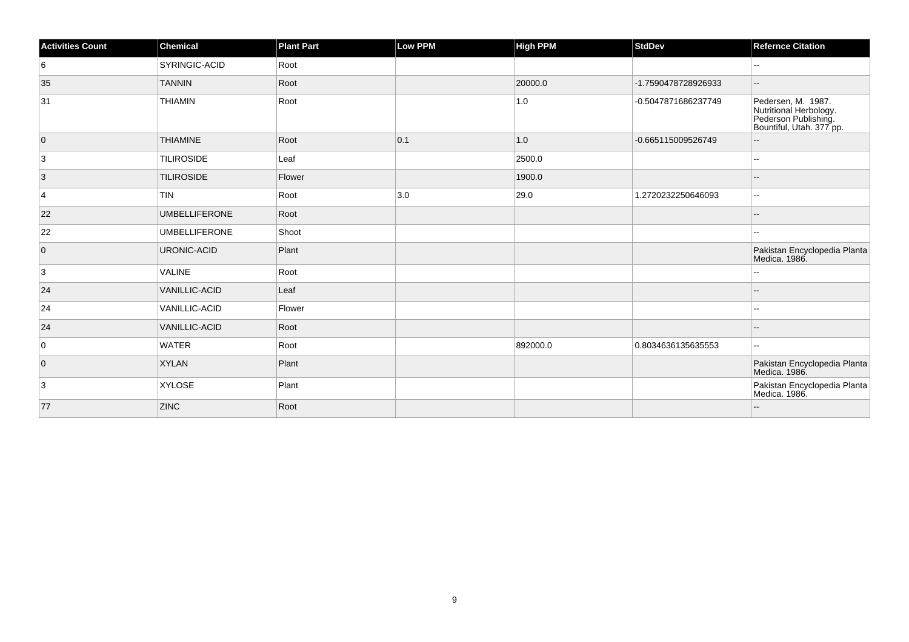| Activities Count | Chemical | Plant Part | Low PPM | High PPM | StdDev | Refernce Citation |
| --- | --- | --- | --- | --- | --- | --- |
| 6 | SYRINGIC-ACID | Root | | | | -- |
| 35 | TANNIN | Root | | 20000.0 | -1.7590478728926933 | -- |
| 31 | THIAMIN | Root | | 1.0 | -0.5047871686237749 | Pedersen, M. 1987. Nutritional Herbology. Pederson Publishing. Bountiful, Utah. 377 pp. |
| 0 | THIAMINE | Root | 0.1 | 1.0 | -0.665115009526749 | -- |
| 3 | TILIROSIDE | Leaf | | 2500.0 | | -- |
| 3 | TILIROSIDE | Flower | | 1900.0 | | -- |
| 4 | TIN | Root | 3.0 | 29.0 | 1.2720232250646093 | -- |
| 22 | UMBELLIFERONE | Root | | | | -- |
| 22 | UMBELLIFERONE | Shoot | | | | -- |
| 0 | URONIC-ACID | Plant | | | | Pakistan Encyclopedia Planta Medica. 1986. |
| 3 | VALINE | Root | | | | -- |
| 24 | VANILLIC-ACID | Leaf | | | | -- |
| 24 | VANILLIC-ACID | Flower | | | | -- |
| 24 | VANILLIC-ACID | Root | | | | -- |
| 0 | WATER | Root | | 892000.0 | 0.8034636135635553 | -- |
| 0 | XYLAN | Plant | | | | Pakistan Encyclopedia Planta Medica. 1986. |
| 3 | XYLOSE | Plant | | | | Pakistan Encyclopedia Planta Medica. 1986. |
| 77 | ZINC | Root | | | | -- |